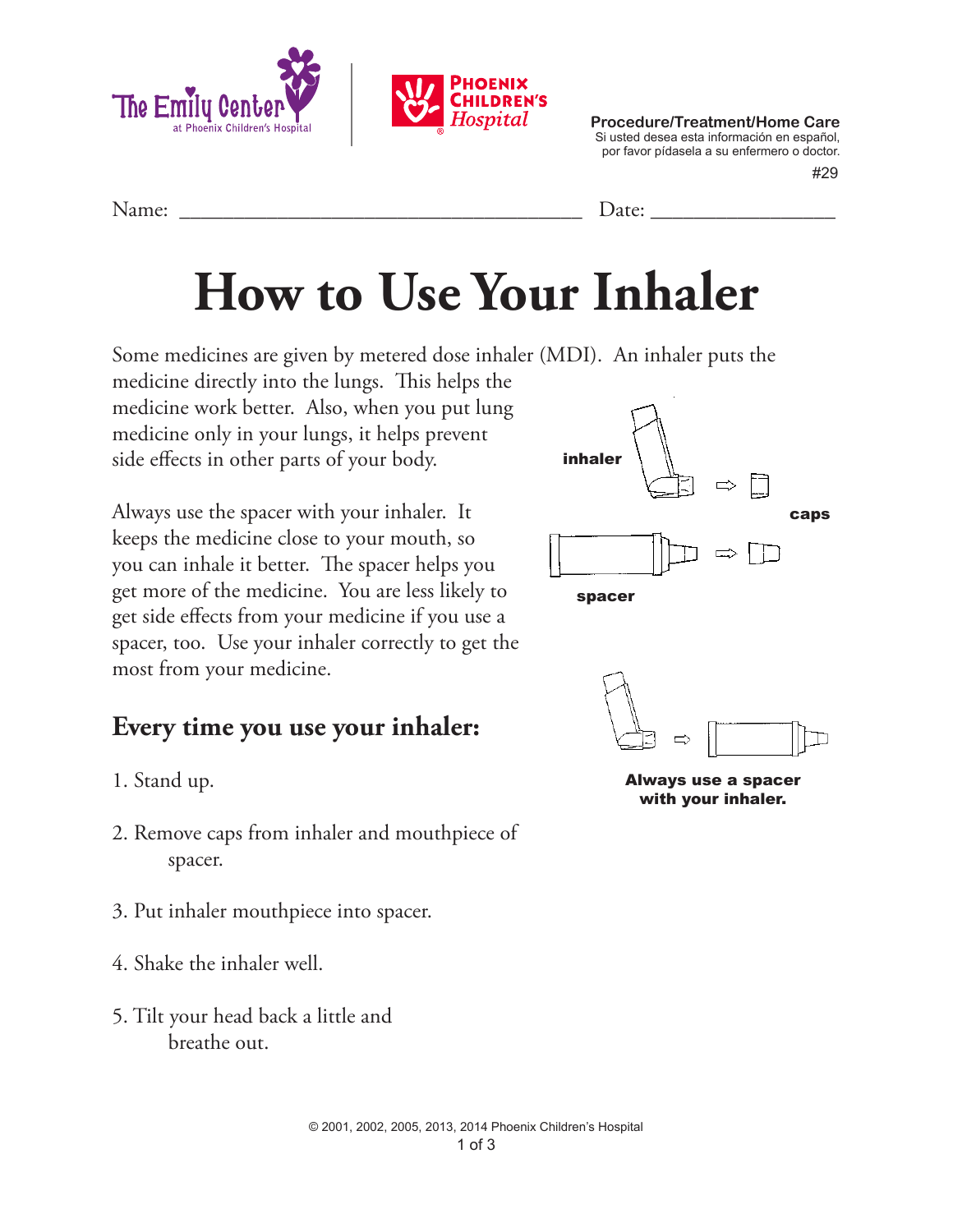The Emily Center at Phoenix Children's Hospital | Phoenix Children's Hospital

**Procedure/Treatment/Home Care**
Si usted desea esta información en español, por favor pídasela a su enfermero o doctor.
#29

Name: ______________________________________ Date: ________________

# How to Use Your Inhaler

Some medicines are given by metered dose inhaler (MDI). An inhaler puts the medicine directly into the lungs. This helps the medicine work better. Also, when you put lung medicine only in your lungs, it helps prevent side effects in other parts of your body.

Always use the spacer with your inhaler. It keeps the medicine close to your mouth, so you can inhale it better. The spacer helps you get more of the medicine. You are less likely to get side effects from your medicine if you use a spacer, too. Use your inhaler correctly to get the most from your medicine.

inhaler

caps

spacer

**Always use a spacer with your inhaler.**

## Every time you use your inhaler:

1. Stand up.
2. Remove caps from inhaler and mouthpiece of spacer.
3. Put inhaler mouthpiece into spacer.
4. Shake the inhaler well.
5. Tilt your head back a little and breathe out.

© 2001, 2002, 2005, 2013, 2014 Phoenix Children's Hospital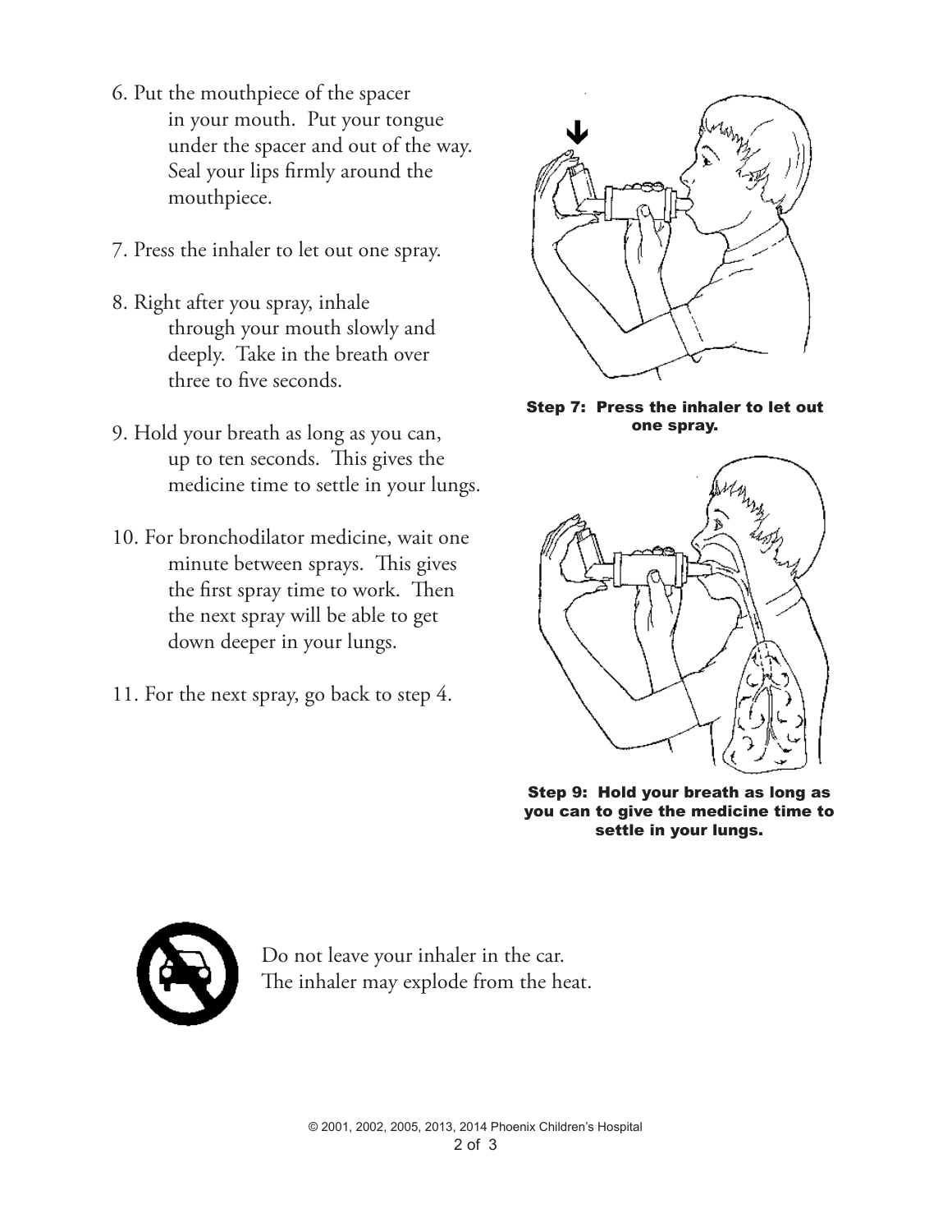6. Put the mouthpiece of the spacer in your mouth. Put your tongue under the spacer and out of the way. Seal your lips firmly around the mouthpiece.

7. Press the inhaler to let out one spray.

8. Right after you spray, inhale through your mouth slowly and deeply. Take in the breath over three to five seconds.

9. Hold your breath as long as you can, up to ten seconds. This gives the medicine time to settle in your lungs.

10. For bronchodilator medicine, wait one minute between sprays. This gives the first spray time to work. Then the next spray will be able to get down deeper in your lungs.

11. For the next spray, go back to step 4.

**Step 7: Press the inhaler to let out one spray.**

**Step 9: Hold your breath as long as you can to give the medicine time to settle in your lungs.**

Do not leave your inhaler in the car.
The inhaler may explode from the heat.

© 2001, 2002, 2005, 2013, 2014 Phoenix Children's Hospital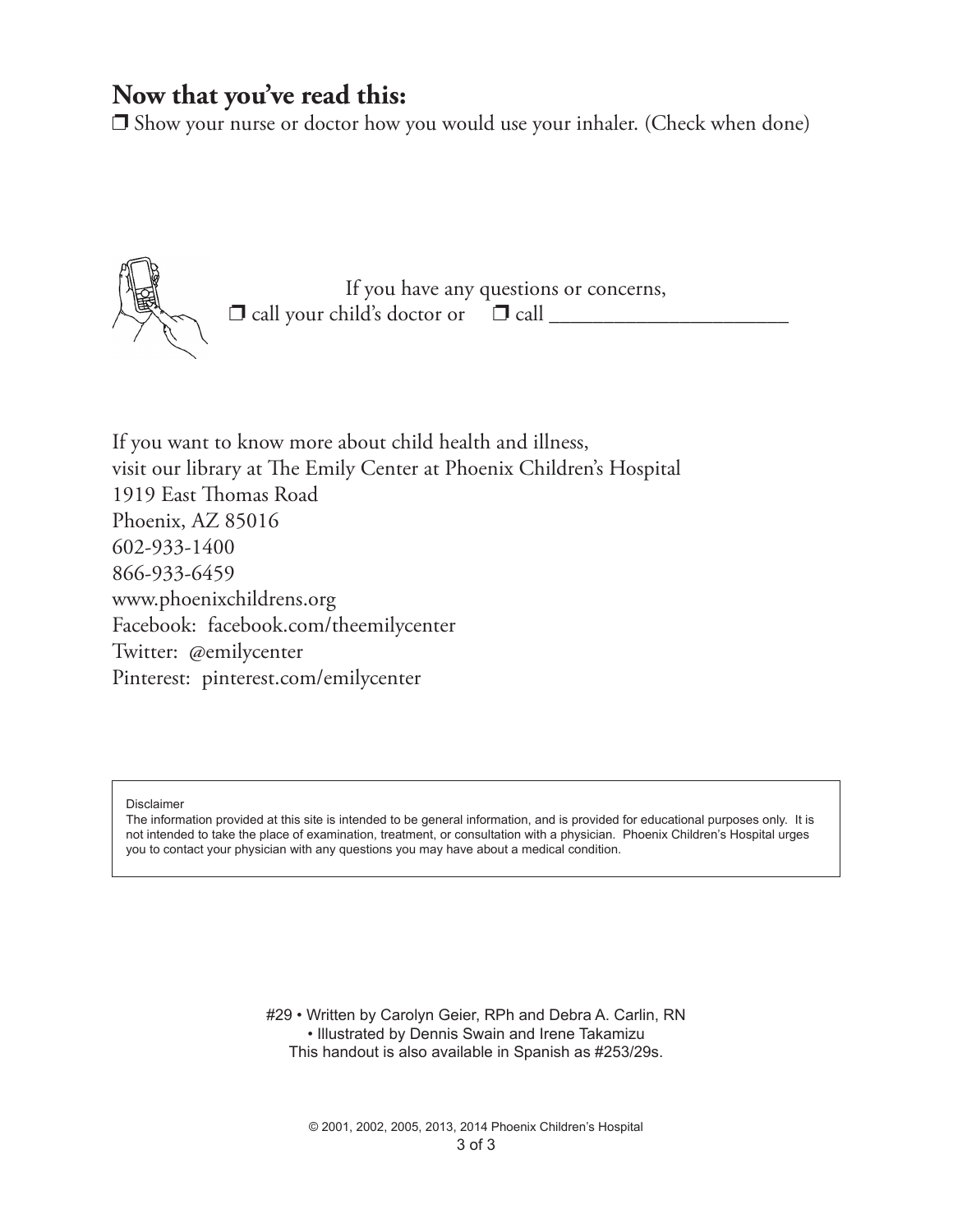## Now that you've read this:

❒ Show your nurse or doctor how you would use your inhaler. (Check when done)

If you have any questions or concerns,

❒ call your child's doctor or ❒ call _______________________

If you want to know more about child health and illness,
visit our library at The Emily Center at Phoenix Children's Hospital
1919 East Thomas Road
Phoenix, AZ 85016
602-933-1400
866-933-6459
www.phoenixchildrens.org
Facebook: facebook.com/theemilycenter
Twitter: @emilycenter
Pinterest: pinterest.com/emilycenter

Disclaimer
The information provided at this site is intended to be general information, and is provided for educational purposes only. It is not intended to take the place of examination, treatment, or consultation with a physician. Phoenix Children's Hospital urges you to contact your physician with any questions you may have about a medical condition.

#29 • Written by Carolyn Geier, RPh and Debra A. Carlin, RN
• Illustrated by Dennis Swain and Irene Takamizu
This handout is also available in Spanish as #253/29s.

© 2001, 2002, 2005, 2013, 2014 Phoenix Children's Hospital